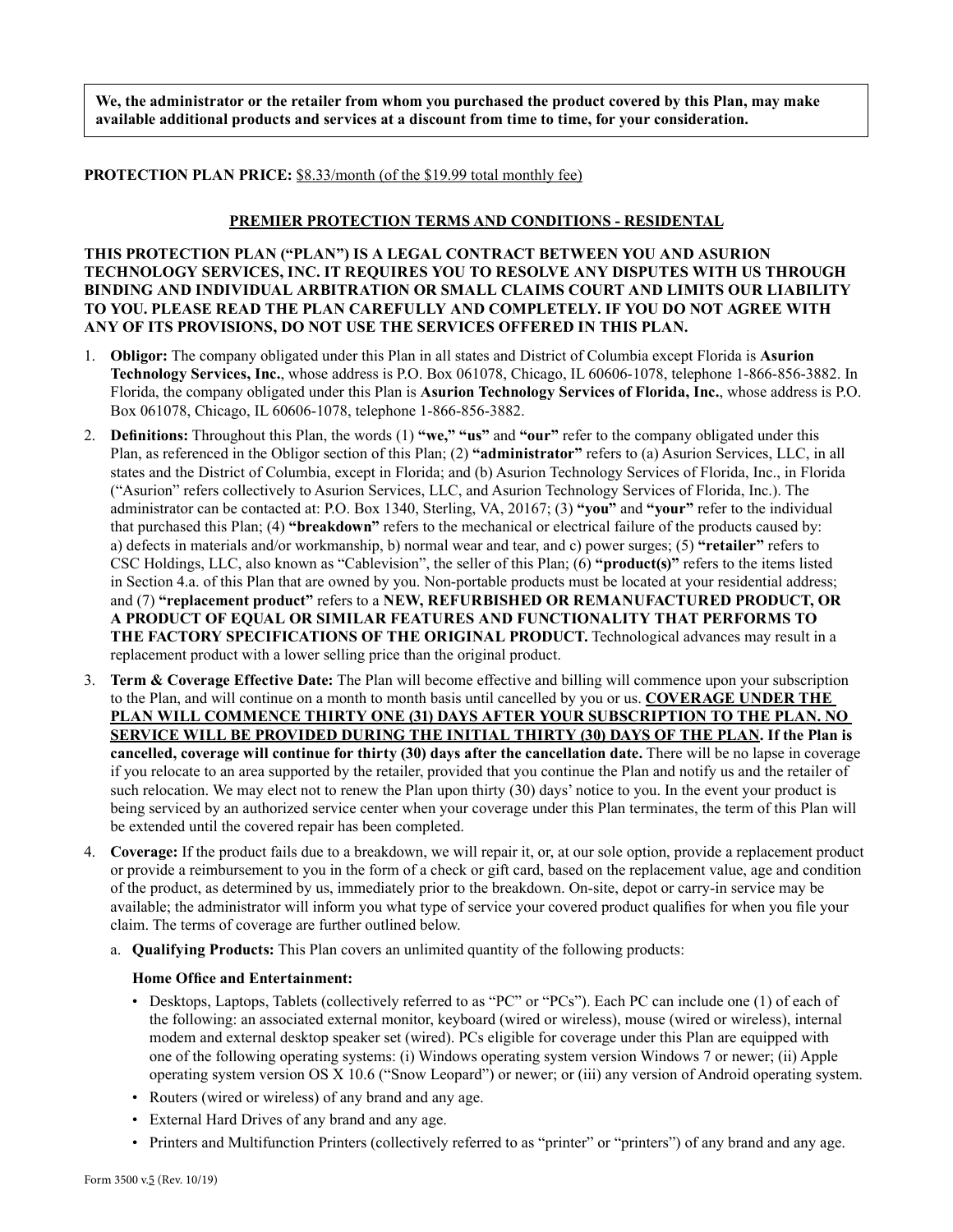**We, the administrator or the retailer from whom you purchased the product covered by this Plan, may make available additional products and services at a discount from time to time, for your consideration.**

**PROTECTION PLAN PRICE:** $8.33/month (of the $19.99 total monthly fee)

## PREMIER PROTECTION TERMS AND CONDITIONS - RESIDENTAL

**THIS PROTECTION PLAN ("PLAN") IS A LEGAL CONTRACT BETWEEN YOU AND ASURION TECHNOLOGY SERVICES, INC. IT REQUIRES YOU TO RESOLVE ANY DISPUTES WITH US THROUGH BINDING AND INDIVIDUAL ARBITRATION OR SMALL CLAIMS COURT AND LIMITS OUR LIABILITY TO YOU. PLEASE READ THE PLAN CAREFULLY AND COMPLETELY. IF YOU DO NOT AGREE WITH ANY OF ITS PROVISIONS, DO NOT USE THE SERVICES OFFERED IN THIS PLAN.**

1. **Obligor:** The company obligated under this Plan in all states and District of Columbia except Florida is **Asurion Technology Services, Inc.**, whose address is P.O. Box 061078, Chicago, IL 60606-1078, telephone 1-866-856-3882. In Florida, the company obligated under this Plan is **Asurion Technology Services of Florida, Inc.**, whose address is P.O. Box 061078, Chicago, IL 60606-1078, telephone 1-866-856-3882.
2. **Definitions:** Throughout this Plan, the words (1) **"we," "us"** and **"our"** refer to the company obligated under this Plan, as referenced in the Obligor section of this Plan; (2) **"administrator"** refers to (a) Asurion Services, LLC, in all states and the District of Columbia, except in Florida; and (b) Asurion Technology Services of Florida, Inc., in Florida ("Asurion" refers collectively to Asurion Services, LLC, and Asurion Technology Services of Florida, Inc.). The administrator can be contacted at: P.O. Box 1340, Sterling, VA, 20167; (3) **"you"** and **"your"** refer to the individual that purchased this Plan; (4) **"breakdown"** refers to the mechanical or electrical failure of the products caused by: a) defects in materials and/or workmanship, b) normal wear and tear, and c) power surges; (5) **"retailer"** refers to CSC Holdings, LLC, also known as "Cablevision", the seller of this Plan; (6) **"product(s)"** refers to the items listed in Section 4.a. of this Plan that are owned by you. Non-portable products must be located at your residential address; and (7) **"replacement product"** refers to a **NEW, REFURBISHED OR REMANUFACTURED PRODUCT, OR A PRODUCT OF EQUAL OR SIMILAR FEATURES AND FUNCTIONALITY THAT PERFORMS TO THE FACTORY SPECIFICATIONS OF THE ORIGINAL PRODUCT.** Technological advances may result in a replacement product with a lower selling price than the original product.
3. **Term & Coverage Effective Date:** The Plan will become effective and billing will commence upon your subscription to the Plan, and will continue on a month to month basis until cancelled by you or us. **COVERAGE UNDER THE PLAN WILL COMMENCE THIRTY ONE (31) DAYS AFTER YOUR SUBSCRIPTION TO THE PLAN. NO SERVICE WILL BE PROVIDED DURING THE INITIAL THIRTY (30) DAYS OF THE PLAN. If the Plan is cancelled, coverage will continue for thirty (30) days after the cancellation date.** There will be no lapse in coverage if you relocate to an area supported by the retailer, provided that you continue the Plan and notify us and the retailer of such relocation. We may elect not to renew the Plan upon thirty (30) days' notice to you. In the event your product is being serviced by an authorized service center when your coverage under this Plan terminates, the term of this Plan will be extended until the covered repair has been completed.
4. **Coverage:** If the product fails due to a breakdown, we will repair it, or, at our sole option, provide a replacement product or provide a reimbursement to you in the form of a check or gift card, based on the replacement value, age and condition of the product, as determined by us, immediately prior to the breakdown. On-site, depot or carry-in service may be available; the administrator will inform you what type of service your covered product qualifies for when you file your claim. The terms of coverage are further outlined below.
   a. **Qualifying Products:** This Plan covers an unlimited quantity of the following products:

      **Home Office and Entertainment:**

      - Desktops, Laptops, Tablets (collectively referred to as "PC" or "PCs"). Each PC can include one (1) of each of the following: an associated external monitor, keyboard (wired or wireless), mouse (wired or wireless), internal modem and external desktop speaker set (wired). PCs eligible for coverage under this Plan are equipped with one of the following operating systems: (i) Windows operating system version Windows 7 or newer; (ii) Apple operating system version OS X 10.6 ("Snow Leopard") or newer; or (iii) any version of Android operating system.
      - Routers (wired or wireless) of any brand and any age.
      - External Hard Drives of any brand and any age.
      - Printers and Multifunction Printers (collectively referred to as "printer" or "printers") of any brand and any age.

Form 3500 v.5 (Rev. 10/19)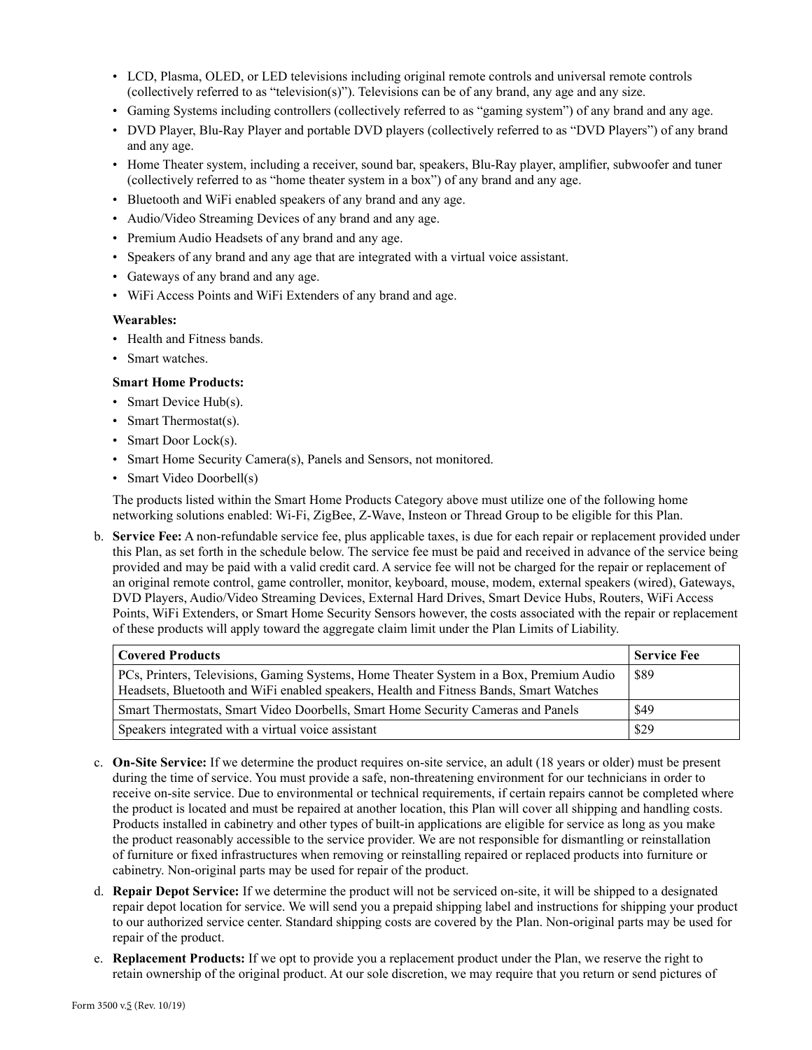- LCD, Plasma, OLED, or LED televisions including original remote controls and universal remote controls (collectively referred to as "television(s)"). Televisions can be of any brand, any age and any size.
- Gaming Systems including controllers (collectively referred to as "gaming system") of any brand and any age.
- DVD Player, Blu-Ray Player and portable DVD players (collectively referred to as "DVD Players") of any brand and any age.
- Home Theater system, including a receiver, sound bar, speakers, Blu-Ray player, amplifier, subwoofer and tuner (collectively referred to as "home theater system in a box") of any brand and any age.
- Bluetooth and WiFi enabled speakers of any brand and any age.
- Audio/Video Streaming Devices of any brand and any age.
- Premium Audio Headsets of any brand and any age.
- Speakers of any brand and any age that are integrated with a virtual voice assistant.
- Gateways of any brand and any age.
- WiFi Access Points and WiFi Extenders of any brand and age.

**Wearables:**

- Health and Fitness bands.
- Smart watches.

**Smart Home Products:**

- Smart Device Hub(s).
- Smart Thermostat(s).
- Smart Door Lock(s).
- Smart Home Security Camera(s), Panels and Sensors, not monitored.
- Smart Video Doorbell(s)

The products listed within the Smart Home Products Category above must utilize one of the following home networking solutions enabled: Wi-Fi, ZigBee, Z-Wave, Insteon or Thread Group to be eligible for this Plan.

b. **Service Fee:** A non-refundable service fee, plus applicable taxes, is due for each repair or replacement provided under this Plan, as set forth in the schedule below. The service fee must be paid and received in advance of the service being provided and may be paid with a valid credit card. A service fee will not be charged for the repair or replacement of an original remote control, game controller, monitor, keyboard, mouse, modem, external speakers (wired), Gateways, DVD Players, Audio/Video Streaming Devices, External Hard Drives, Smart Device Hubs, Routers, WiFi Access Points, WiFi Extenders, or Smart Home Security Sensors however, the costs associated with the repair or replacement of these products will apply toward the aggregate claim limit under the Plan Limits of Liability.

| Covered Products | Service Fee |
|---|---|
| PCs, Printers, Televisions, Gaming Systems, Home Theater System in a Box, Premium Audio Headsets, Bluetooth and WiFi enabled speakers, Health and Fitness Bands, Smart Watches | $89 |
| Smart Thermostats, Smart Video Doorbells, Smart Home Security Cameras and Panels | $49 |
| Speakers integrated with a virtual voice assistant | $29 |

c. **On-Site Service:** If we determine the product requires on-site service, an adult (18 years or older) must be present during the time of service. You must provide a safe, non-threatening environment for our technicians in order to receive on-site service. Due to environmental or technical requirements, if certain repairs cannot be completed where the product is located and must be repaired at another location, this Plan will cover all shipping and handling costs. Products installed in cabinetry and other types of built-in applications are eligible for service as long as you make the product reasonably accessible to the service provider. We are not responsible for dismantling or reinstallation of furniture or fixed infrastructures when removing or reinstalling repaired or replaced products into furniture or cabinetry. Non-original parts may be used for repair of the product.

d. **Repair Depot Service:** If we determine the product will not be serviced on-site, it will be shipped to a designated repair depot location for service. We will send you a prepaid shipping label and instructions for shipping your product to our authorized service center. Standard shipping costs are covered by the Plan. Non-original parts may be used for repair of the product.

e. **Replacement Products:** If we opt to provide you a replacement product under the Plan, we reserve the right to retain ownership of the original product. At our sole discretion, we may require that you return or send pictures of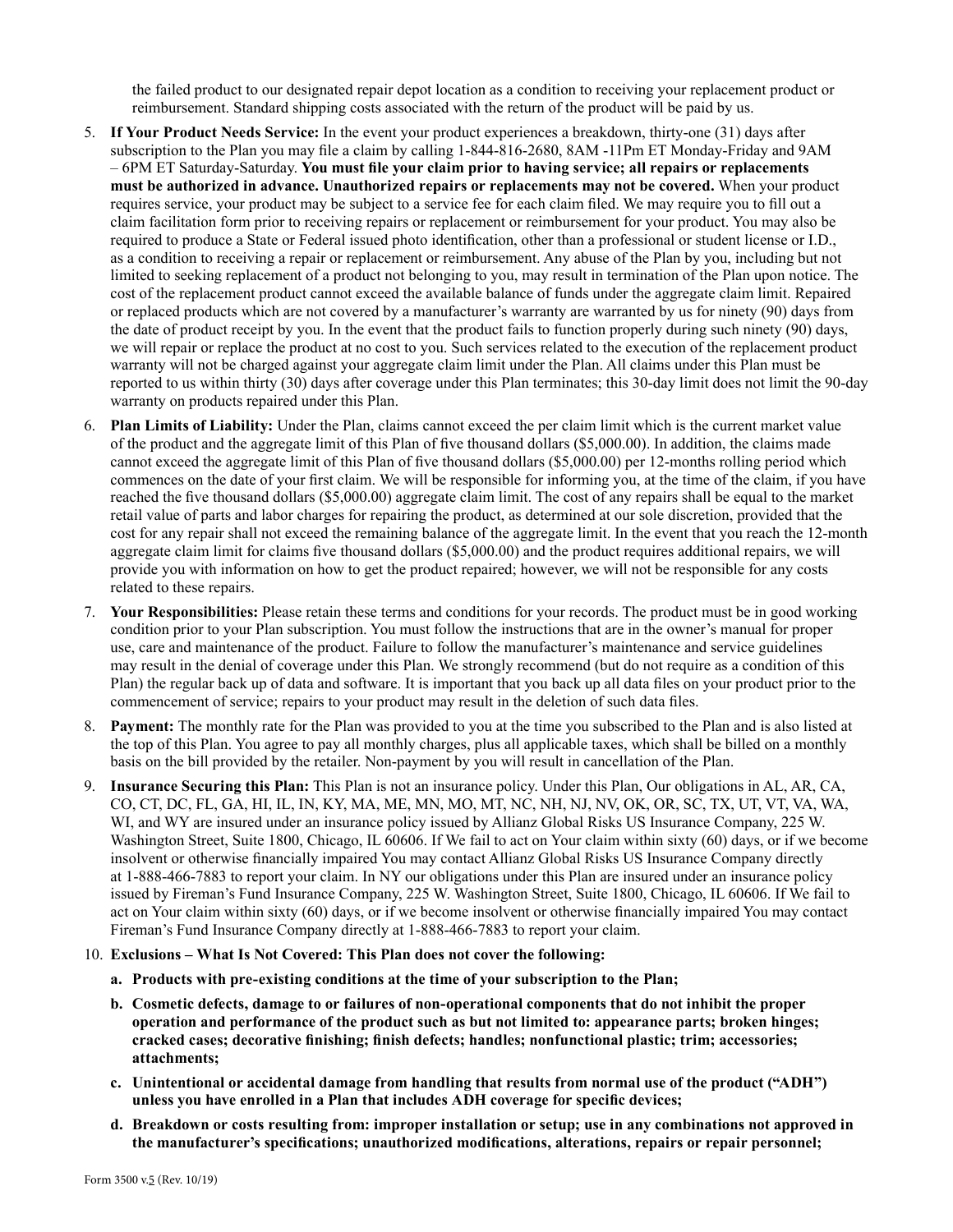the failed product to our designated repair depot location as a condition to receiving your replacement product or reimbursement. Standard shipping costs associated with the return of the product will be paid by us.

5. **If Your Product Needs Service:** In the event your product experiences a breakdown, thirty-one (31) days after subscription to the Plan you may file a claim by calling 1-844-816-2680, 8AM -11Pm ET Monday-Friday and 9AM – 6PM ET Saturday-Saturday. **You must file your claim prior to having service; all repairs or replacements must be authorized in advance. Unauthorized repairs or replacements may not be covered.** When your product requires service, your product may be subject to a service fee for each claim filed. We may require you to fill out a claim facilitation form prior to receiving repairs or replacement or reimbursement for your product. You may also be required to produce a State or Federal issued photo identification, other than a professional or student license or I.D., as a condition to receiving a repair or replacement or reimbursement. Any abuse of the Plan by you, including but not limited to seeking replacement of a product not belonging to you, may result in termination of the Plan upon notice. The cost of the replacement product cannot exceed the available balance of funds under the aggregate claim limit. Repaired or replaced products which are not covered by a manufacturer's warranty are warranted by us for ninety (90) days from the date of product receipt by you. In the event that the product fails to function properly during such ninety (90) days, we will repair or replace the product at no cost to you. Such services related to the execution of the replacement product warranty will not be charged against your aggregate claim limit under the Plan. All claims under this Plan must be reported to us within thirty (30) days after coverage under this Plan terminates; this 30-day limit does not limit the 90-day warranty on products repaired under this Plan.

6. **Plan Limits of Liability:** Under the Plan, claims cannot exceed the per claim limit which is the current market value of the product and the aggregate limit of this Plan of five thousand dollars ($5,000.00). In addition, the claims made cannot exceed the aggregate limit of this Plan of five thousand dollars ($5,000.00) per 12-months rolling period which commences on the date of your first claim. We will be responsible for informing you, at the time of the claim, if you have reached the five thousand dollars ($5,000.00) aggregate claim limit. The cost of any repairs shall be equal to the market retail value of parts and labor charges for repairing the product, as determined at our sole discretion, provided that the cost for any repair shall not exceed the remaining balance of the aggregate limit. In the event that you reach the 12-month aggregate claim limit for claims five thousand dollars ($5,000.00) and the product requires additional repairs, we will provide you with information on how to get the product repaired; however, we will not be responsible for any costs related to these repairs.

7. **Your Responsibilities:** Please retain these terms and conditions for your records. The product must be in good working condition prior to your Plan subscription. You must follow the instructions that are in the owner's manual for proper use, care and maintenance of the product. Failure to follow the manufacturer's maintenance and service guidelines may result in the denial of coverage under this Plan. We strongly recommend (but do not require as a condition of this Plan) the regular back up of data and software. It is important that you back up all data files on your product prior to the commencement of service; repairs to your product may result in the deletion of such data files.

8. **Payment:** The monthly rate for the Plan was provided to you at the time you subscribed to the Plan and is also listed at the top of this Plan. You agree to pay all monthly charges, plus all applicable taxes, which shall be billed on a monthly basis on the bill provided by the retailer. Non-payment by you will result in cancellation of the Plan.

9. **Insurance Securing this Plan:** This Plan is not an insurance policy. Under this Plan, Our obligations in AL, AR, CA, CO, CT, DC, FL, GA, HI, IL, IN, KY, MA, ME, MN, MO, MT, NC, NH, NJ, NV, OK, OR, SC, TX, UT, VT, VA, WA, WI, and WY are insured under an insurance policy issued by Allianz Global Risks US Insurance Company, 225 W. Washington Street, Suite 1800, Chicago, IL 60606. If We fail to act on Your claim within sixty (60) days, or if we become insolvent or otherwise financially impaired You may contact Allianz Global Risks US Insurance Company directly at 1-888-466-7883 to report your claim. In NY our obligations under this Plan are insured under an insurance policy issued by Fireman's Fund Insurance Company, 225 W. Washington Street, Suite 1800, Chicago, IL 60606. If We fail to act on Your claim within sixty (60) days, or if we become insolvent or otherwise financially impaired You may contact Fireman's Fund Insurance Company directly at 1-888-466-7883 to report your claim.

10. **Exclusions – What Is Not Covered: This Plan does not cover the following:**

    **a. Products with pre-existing conditions at the time of your subscription to the Plan;**

    **b. Cosmetic defects, damage to or failures of non-operational components that do not inhibit the proper operation and performance of the product such as but not limited to: appearance parts; broken hinges; cracked cases; decorative finishing; finish defects; handles; nonfunctional plastic; trim; accessories; attachments;**

    **c. Unintentional or accidental damage from handling that results from normal use of the product ("ADH") unless you have enrolled in a Plan that includes ADH coverage for specific devices;**

    **d. Breakdown or costs resulting from: improper installation or setup; use in any combinations not approved in the manufacturer's specifications; unauthorized modifications, alterations, repairs or repair personnel;**

Form 3500 v.5 (Rev. 10/19)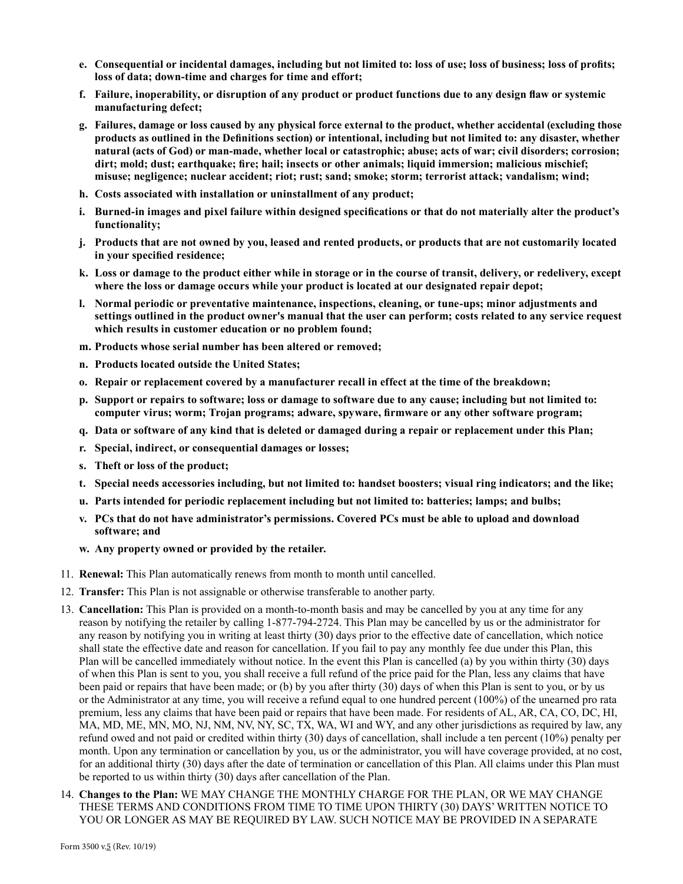- **e. Consequential or incidental damages, including but not limited to: loss of use; loss of business; loss of profits; loss of data; down-time and charges for time and effort;**
- **f. Failure, inoperability, or disruption of any product or product functions due to any design flaw or systemic manufacturing defect;**
- **g. Failures, damage or loss caused by any physical force external to the product, whether accidental (excluding those products as outlined in the Definitions section) or intentional, including but not limited to: any disaster, whether natural (acts of God) or man-made, whether local or catastrophic; abuse; acts of war; civil disorders; corrosion; dirt; mold; dust; earthquake; fire; hail; insects or other animals; liquid immersion; malicious mischief; misuse; negligence; nuclear accident; riot; rust; sand; smoke; storm; terrorist attack; vandalism; wind;**
- **h. Costs associated with installation or uninstallment of any product;**
- **i. Burned-in images and pixel failure within designed specifications or that do not materially alter the product's functionality;**
- **j. Products that are not owned by you, leased and rented products, or products that are not customarily located in your specified residence;**
- **k. Loss or damage to the product either while in storage or in the course of transit, delivery, or redelivery, except where the loss or damage occurs while your product is located at our designated repair depot;**
- **l. Normal periodic or preventative maintenance, inspections, cleaning, or tune-ups; minor adjustments and settings outlined in the product owner's manual that the user can perform; costs related to any service request which results in customer education or no problem found;**
- **m. Products whose serial number has been altered or removed;**
- **n. Products located outside the United States;**
- **o. Repair or replacement covered by a manufacturer recall in effect at the time of the breakdown;**
- **p. Support or repairs to software; loss or damage to software due to any cause; including but not limited to: computer virus; worm; Trojan programs; adware, spyware, firmware or any other software program;**
- **q. Data or software of any kind that is deleted or damaged during a repair or replacement under this Plan;**
- **r. Special, indirect, or consequential damages or losses;**
- **s. Theft or loss of the product;**
- **t. Special needs accessories including, but not limited to: handset boosters; visual ring indicators; and the like;**
- **u. Parts intended for periodic replacement including but not limited to: batteries; lamps; and bulbs;**
- **v. PCs that do not have administrator's permissions. Covered PCs must be able to upload and download software; and**
- **w. Any property owned or provided by the retailer.**

11. **Renewal:** This Plan automatically renews from month to month until cancelled.
12. **Transfer:** This Plan is not assignable or otherwise transferable to another party.
13. **Cancellation:** This Plan is provided on a month-to-month basis and may be cancelled by you at any time for any reason by notifying the retailer by calling 1-877-794-2724. This Plan may be cancelled by us or the administrator for any reason by notifying you in writing at least thirty (30) days prior to the effective date of cancellation, which notice shall state the effective date and reason for cancellation. If you fail to pay any monthly fee due under this Plan, this Plan will be cancelled immediately without notice. In the event this Plan is cancelled (a) by you within thirty (30) days of when this Plan is sent to you, you shall receive a full refund of the price paid for the Plan, less any claims that have been paid or repairs that have been made; or (b) by you after thirty (30) days of when this Plan is sent to you, or by us or the Administrator at any time, you will receive a refund equal to one hundred percent (100%) of the unearned pro rata premium, less any claims that have been paid or repairs that have been made. For residents of AL, AR, CA, CO, DC, HI, MA, MD, ME, MN, MO, NJ, NM, NV, NY, SC, TX, WA, WI and WY, and any other jurisdictions as required by law, any refund owed and not paid or credited within thirty (30) days of cancellation, shall include a ten percent (10%) penalty per month. Upon any termination or cancellation by you, us or the administrator, you will have coverage provided, at no cost, for an additional thirty (30) days after the date of termination or cancellation of this Plan. All claims under this Plan must be reported to us within thirty (30) days after cancellation of the Plan.
14. **Changes to the Plan:** WE MAY CHANGE THE MONTHLY CHARGE FOR THE PLAN, OR WE MAY CHANGE THESE TERMS AND CONDITIONS FROM TIME TO TIME UPON THIRTY (30) DAYS' WRITTEN NOTICE TO YOU OR LONGER AS MAY BE REQUIRED BY LAW. SUCH NOTICE MAY BE PROVIDED IN A SEPARATE

Form 3500 v.5 (Rev. 10/19)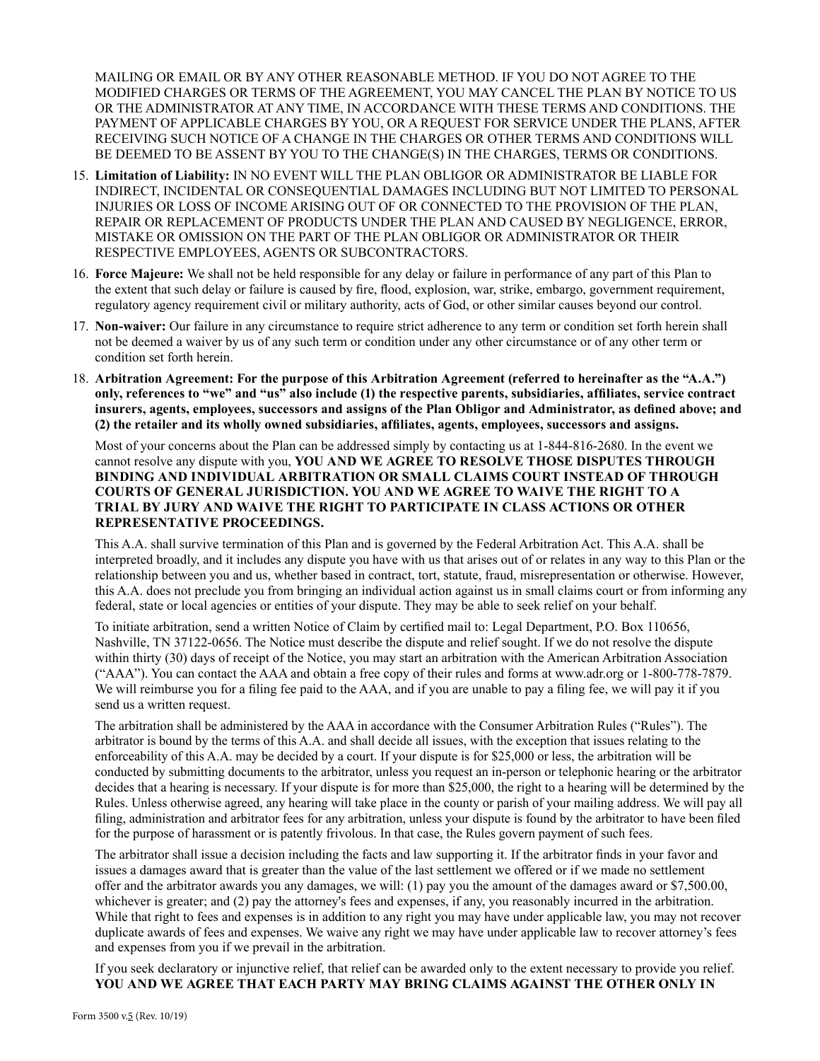MAILING OR EMAIL OR BY ANY OTHER REASONABLE METHOD. IF YOU DO NOT AGREE TO THE MODIFIED CHARGES OR TERMS OF THE AGREEMENT, YOU MAY CANCEL THE PLAN BY NOTICE TO US OR THE ADMINISTRATOR AT ANY TIME, IN ACCORDANCE WITH THESE TERMS AND CONDITIONS. THE PAYMENT OF APPLICABLE CHARGES BY YOU, OR A REQUEST FOR SERVICE UNDER THE PLANS, AFTER RECEIVING SUCH NOTICE OF A CHANGE IN THE CHARGES OR OTHER TERMS AND CONDITIONS WILL BE DEEMED TO BE ASSENT BY YOU TO THE CHANGE(S) IN THE CHARGES, TERMS OR CONDITIONS.

15. **Limitation of Liability:** IN NO EVENT WILL THE PLAN OBLIGOR OR ADMINISTRATOR BE LIABLE FOR INDIRECT, INCIDENTAL OR CONSEQUENTIAL DAMAGES INCLUDING BUT NOT LIMITED TO PERSONAL INJURIES OR LOSS OF INCOME ARISING OUT OF OR CONNECTED TO THE PROVISION OF THE PLAN, REPAIR OR REPLACEMENT OF PRODUCTS UNDER THE PLAN AND CAUSED BY NEGLIGENCE, ERROR, MISTAKE OR OMISSION ON THE PART OF THE PLAN OBLIGOR OR ADMINISTRATOR OR THEIR RESPECTIVE EMPLOYEES, AGENTS OR SUBCONTRACTORS.

16. **Force Majeure:** We shall not be held responsible for any delay or failure in performance of any part of this Plan to the extent that such delay or failure is caused by fire, flood, explosion, war, strike, embargo, government requirement, regulatory agency requirement civil or military authority, acts of God, or other similar causes beyond our control.

17. **Non-waiver:** Our failure in any circumstance to require strict adherence to any term or condition set forth herein shall not be deemed a waiver by us of any such term or condition under any other circumstance or of any other term or condition set forth herein.

18. **Arbitration Agreement: For the purpose of this Arbitration Agreement (referred to hereinafter as the "A.A.") only, references to "we" and "us" also include (1) the respective parents, subsidiaries, affiliates, service contract insurers, agents, employees, successors and assigns of the Plan Obligor and Administrator, as defined above; and (2) the retailer and its wholly owned subsidiaries, affiliates, agents, employees, successors and assigns.**

    Most of your concerns about the Plan can be addressed simply by contacting us at 1-844-816-2680. In the event we cannot resolve any dispute with you, **YOU AND WE AGREE TO RESOLVE THOSE DISPUTES THROUGH BINDING AND INDIVIDUAL ARBITRATION OR SMALL CLAIMS COURT INSTEAD OF THROUGH COURTS OF GENERAL JURISDICTION. YOU AND WE AGREE TO WAIVE THE RIGHT TO A TRIAL BY JURY AND WAIVE THE RIGHT TO PARTICIPATE IN CLASS ACTIONS OR OTHER REPRESENTATIVE PROCEEDINGS.**

    This A.A. shall survive termination of this Plan and is governed by the Federal Arbitration Act. This A.A. shall be interpreted broadly, and it includes any dispute you have with us that arises out of or relates in any way to this Plan or the relationship between you and us, whether based in contract, tort, statute, fraud, misrepresentation or otherwise. However, this A.A. does not preclude you from bringing an individual action against us in small claims court or from informing any federal, state or local agencies or entities of your dispute. They may be able to seek relief on your behalf.

    To initiate arbitration, send a written Notice of Claim by certified mail to: Legal Department, P.O. Box 110656, Nashville, TN 37122-0656. The Notice must describe the dispute and relief sought. If we do not resolve the dispute within thirty (30) days of receipt of the Notice, you may start an arbitration with the American Arbitration Association ("AAA"). You can contact the AAA and obtain a free copy of their rules and forms at www.adr.org or 1-800-778-7879. We will reimburse you for a filing fee paid to the AAA, and if you are unable to pay a filing fee, we will pay it if you send us a written request.

    The arbitration shall be administered by the AAA in accordance with the Consumer Arbitration Rules ("Rules"). The arbitrator is bound by the terms of this A.A. and shall decide all issues, with the exception that issues relating to the enforceability of this A.A. may be decided by a court. If your dispute is for $25,000 or less, the arbitration will be conducted by submitting documents to the arbitrator, unless you request an in-person or telephonic hearing or the arbitrator decides that a hearing is necessary. If your dispute is for more than $25,000, the right to a hearing will be determined by the Rules. Unless otherwise agreed, any hearing will take place in the county or parish of your mailing address. We will pay all filing, administration and arbitrator fees for any arbitration, unless your dispute is found by the arbitrator to have been filed for the purpose of harassment or is patently frivolous. In that case, the Rules govern payment of such fees.

    The arbitrator shall issue a decision including the facts and law supporting it. If the arbitrator finds in your favor and issues a damages award that is greater than the value of the last settlement we offered or if we made no settlement offer and the arbitrator awards you any damages, we will: (1) pay you the amount of the damages award or $7,500.00, whichever is greater; and (2) pay the attorney's fees and expenses, if any, you reasonably incurred in the arbitration. While that right to fees and expenses is in addition to any right you may have under applicable law, you may not recover duplicate awards of fees and expenses. We waive any right we may have under applicable law to recover attorney's fees and expenses from you if we prevail in the arbitration.

    If you seek declaratory or injunctive relief, that relief can be awarded only to the extent necessary to provide you relief. **YOU AND WE AGREE THAT EACH PARTY MAY BRING CLAIMS AGAINST THE OTHER ONLY IN**

Form 3500 v.5 (Rev. 10/19)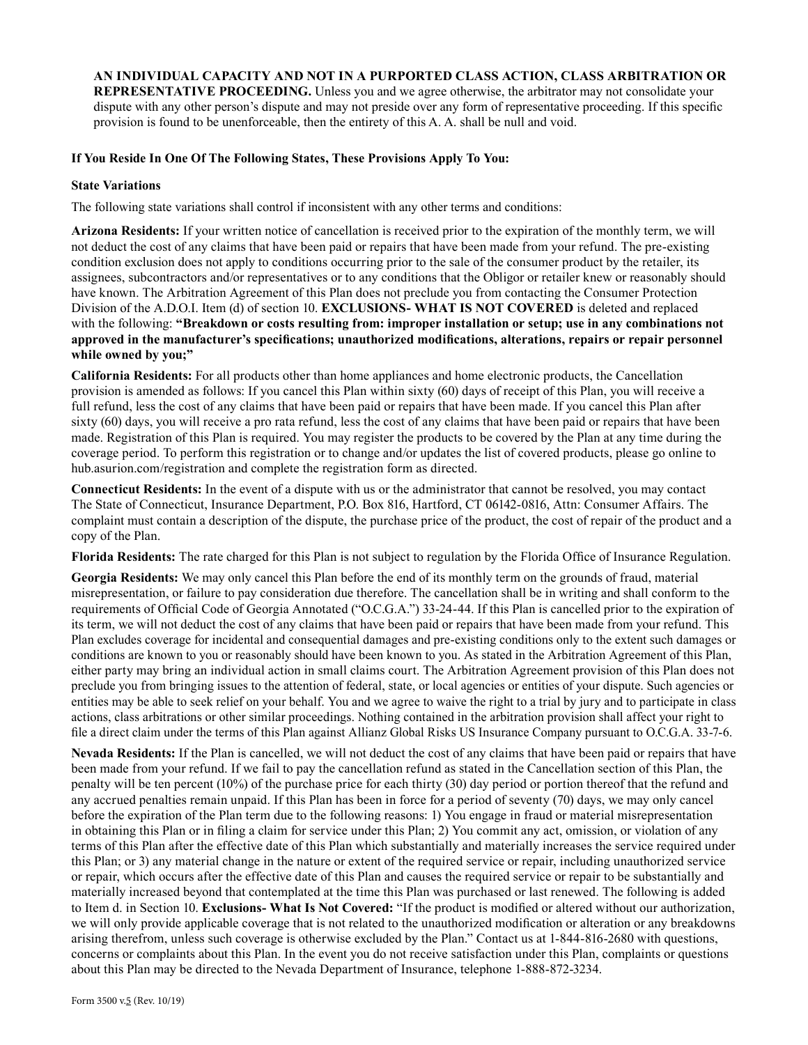**AN INDIVIDUAL CAPACITY AND NOT IN A PURPORTED CLASS ACTION, CLASS ARBITRATION OR REPRESENTATIVE PROCEEDING.** Unless you and we agree otherwise, the arbitrator may not consolidate your dispute with any other person's dispute and may not preside over any form of representative proceeding. If this specific provision is found to be unenforceable, then the entirety of this A. A. shall be null and void.

**If You Reside In One Of The Following States, These Provisions Apply To You:**

**State Variations**

The following state variations shall control if inconsistent with any other terms and conditions:

**Arizona Residents:** If your written notice of cancellation is received prior to the expiration of the monthly term, we will not deduct the cost of any claims that have been paid or repairs that have been made from your refund. The pre-existing condition exclusion does not apply to conditions occurring prior to the sale of the consumer product by the retailer, its assignees, subcontractors and/or representatives or to any conditions that the Obligor or retailer knew or reasonably should have known. The Arbitration Agreement of this Plan does not preclude you from contacting the Consumer Protection Division of the A.D.O.I. Item (d) of section 10. **EXCLUSIONS- WHAT IS NOT COVERED** is deleted and replaced with the following: **"Breakdown or costs resulting from: improper installation or setup; use in any combinations not approved in the manufacturer's specifications; unauthorized modifications, alterations, repairs or repair personnel while owned by you;"**

**California Residents:** For all products other than home appliances and home electronic products, the Cancellation provision is amended as follows: If you cancel this Plan within sixty (60) days of receipt of this Plan, you will receive a full refund, less the cost of any claims that have been paid or repairs that have been made. If you cancel this Plan after sixty (60) days, you will receive a pro rata refund, less the cost of any claims that have been paid or repairs that have been made. Registration of this Plan is required. You may register the products to be covered by the Plan at any time during the coverage period. To perform this registration or to change and/or updates the list of covered products, please go online to hub.asurion.com/registration and complete the registration form as directed.

**Connecticut Residents:** In the event of a dispute with us or the administrator that cannot be resolved, you may contact The State of Connecticut, Insurance Department, P.O. Box 816, Hartford, CT 06142-0816, Attn: Consumer Affairs. The complaint must contain a description of the dispute, the purchase price of the product, the cost of repair of the product and a copy of the Plan.

**Florida Residents:** The rate charged for this Plan is not subject to regulation by the Florida Office of Insurance Regulation.

**Georgia Residents:** We may only cancel this Plan before the end of its monthly term on the grounds of fraud, material misrepresentation, or failure to pay consideration due therefore. The cancellation shall be in writing and shall conform to the requirements of Official Code of Georgia Annotated ("O.C.G.A.") 33-24-44. If this Plan is cancelled prior to the expiration of its term, we will not deduct the cost of any claims that have been paid or repairs that have been made from your refund. This Plan excludes coverage for incidental and consequential damages and pre-existing conditions only to the extent such damages or conditions are known to you or reasonably should have been known to you. As stated in the Arbitration Agreement of this Plan, either party may bring an individual action in small claims court. The Arbitration Agreement provision of this Plan does not preclude you from bringing issues to the attention of federal, state, or local agencies or entities of your dispute. Such agencies or entities may be able to seek relief on your behalf. You and we agree to waive the right to a trial by jury and to participate in class actions, class arbitrations or other similar proceedings. Nothing contained in the arbitration provision shall affect your right to file a direct claim under the terms of this Plan against Allianz Global Risks US Insurance Company pursuant to O.C.G.A. 33-7-6.

**Nevada Residents:** If the Plan is cancelled, we will not deduct the cost of any claims that have been paid or repairs that have been made from your refund. If we fail to pay the cancellation refund as stated in the Cancellation section of this Plan, the penalty will be ten percent (10%) of the purchase price for each thirty (30) day period or portion thereof that the refund and any accrued penalties remain unpaid. If this Plan has been in force for a period of seventy (70) days, we may only cancel before the expiration of the Plan term due to the following reasons: 1) You engage in fraud or material misrepresentation in obtaining this Plan or in filing a claim for service under this Plan; 2) You commit any act, omission, or violation of any terms of this Plan after the effective date of this Plan which substantially and materially increases the service required under this Plan; or 3) any material change in the nature or extent of the required service or repair, including unauthorized service or repair, which occurs after the effective date of this Plan and causes the required service or repair to be substantially and materially increased beyond that contemplated at the time this Plan was purchased or last renewed. The following is added to Item d. in Section 10. **Exclusions- What Is Not Covered:** "If the product is modified or altered without our authorization, we will only provide applicable coverage that is not related to the unauthorized modification or alteration or any breakdowns arising therefrom, unless such coverage is otherwise excluded by the Plan." Contact us at 1-844-816-2680 with questions, concerns or complaints about this Plan. In the event you do not receive satisfaction under this Plan, complaints or questions about this Plan may be directed to the Nevada Department of Insurance, telephone 1-888-872-3234.

Form 3500 v.5 (Rev. 10/19)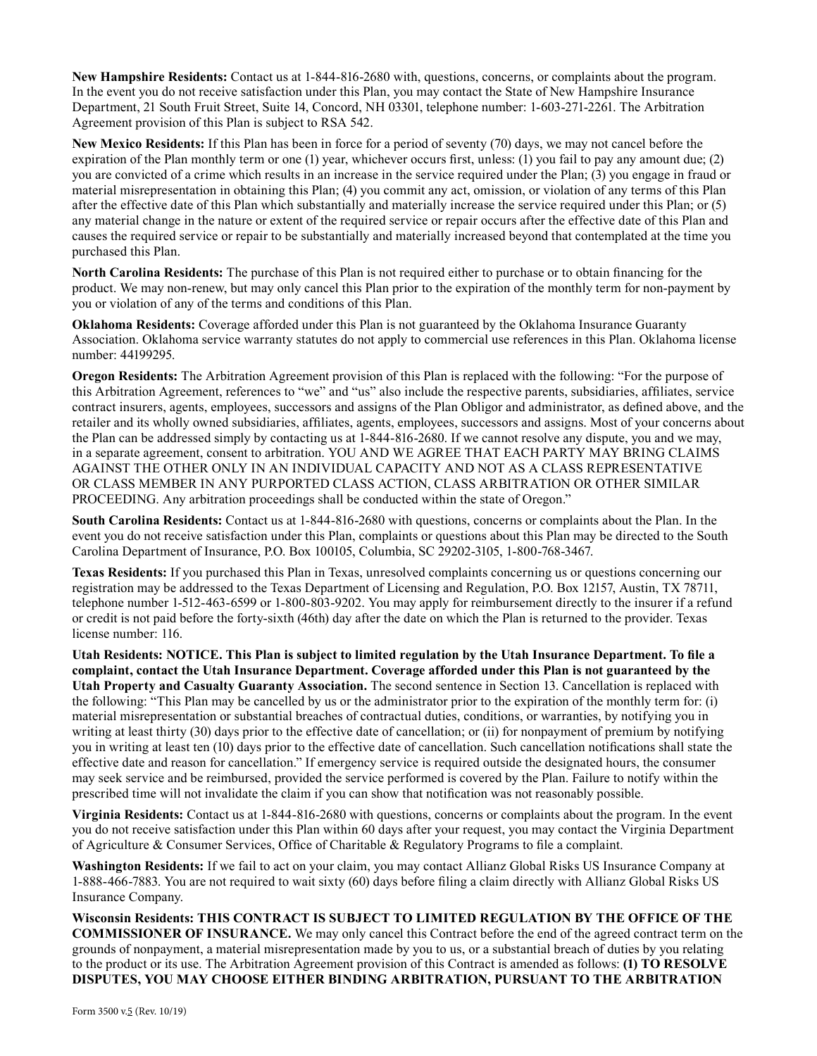**New Hampshire Residents:** Contact us at 1-844-816-2680 with, questions, concerns, or complaints about the program. In the event you do not receive satisfaction under this Plan, you may contact the State of New Hampshire Insurance Department, 21 South Fruit Street, Suite 14, Concord, NH 03301, telephone number: 1-603-271-2261. The Arbitration Agreement provision of this Plan is subject to RSA 542.

**New Mexico Residents:** If this Plan has been in force for a period of seventy (70) days, we may not cancel before the expiration of the Plan monthly term or one (1) year, whichever occurs first, unless: (1) you fail to pay any amount due; (2) you are convicted of a crime which results in an increase in the service required under the Plan; (3) you engage in fraud or material misrepresentation in obtaining this Plan; (4) you commit any act, omission, or violation of any terms of this Plan after the effective date of this Plan which substantially and materially increase the service required under this Plan; or (5) any material change in the nature or extent of the required service or repair occurs after the effective date of this Plan and causes the required service or repair to be substantially and materially increased beyond that contemplated at the time you purchased this Plan.

**North Carolina Residents:** The purchase of this Plan is not required either to purchase or to obtain financing for the product. We may non-renew, but may only cancel this Plan prior to the expiration of the monthly term for non-payment by you or violation of any of the terms and conditions of this Plan.

**Oklahoma Residents:** Coverage afforded under this Plan is not guaranteed by the Oklahoma Insurance Guaranty Association. Oklahoma service warranty statutes do not apply to commercial use references in this Plan. Oklahoma license number: 44199295.

**Oregon Residents:** The Arbitration Agreement provision of this Plan is replaced with the following: "For the purpose of this Arbitration Agreement, references to "we" and "us" also include the respective parents, subsidiaries, affiliates, service contract insurers, agents, employees, successors and assigns of the Plan Obligor and administrator, as defined above, and the retailer and its wholly owned subsidiaries, affiliates, agents, employees, successors and assigns. Most of your concerns about the Plan can be addressed simply by contacting us at 1-844-816-2680. If we cannot resolve any dispute, you and we may, in a separate agreement, consent to arbitration. YOU AND WE AGREE THAT EACH PARTY MAY BRING CLAIMS AGAINST THE OTHER ONLY IN AN INDIVIDUAL CAPACITY AND NOT AS A CLASS REPRESENTATIVE OR CLASS MEMBER IN ANY PURPORTED CLASS ACTION, CLASS ARBITRATION OR OTHER SIMILAR PROCEEDING. Any arbitration proceedings shall be conducted within the state of Oregon."

**South Carolina Residents:** Contact us at 1-844-816-2680 with questions, concerns or complaints about the Plan. In the event you do not receive satisfaction under this Plan, complaints or questions about this Plan may be directed to the South Carolina Department of Insurance, P.O. Box 100105, Columbia, SC 29202-3105, 1-800-768-3467.

**Texas Residents:** If you purchased this Plan in Texas, unresolved complaints concerning us or questions concerning our registration may be addressed to the Texas Department of Licensing and Regulation, P.O. Box 12157, Austin, TX 78711, telephone number 1-512-463-6599 or 1-800-803-9202. You may apply for reimbursement directly to the insurer if a refund or credit is not paid before the forty-sixth (46th) day after the date on which the Plan is returned to the provider. Texas license number: 116.

**Utah Residents: NOTICE. This Plan is subject to limited regulation by the Utah Insurance Department. To file a complaint, contact the Utah Insurance Department. Coverage afforded under this Plan is not guaranteed by the Utah Property and Casualty Guaranty Association.** The second sentence in Section 13. Cancellation is replaced with the following: "This Plan may be cancelled by us or the administrator prior to the expiration of the monthly term for: (i) material misrepresentation or substantial breaches of contractual duties, conditions, or warranties, by notifying you in writing at least thirty (30) days prior to the effective date of cancellation; or (ii) for nonpayment of premium by notifying you in writing at least ten (10) days prior to the effective date of cancellation. Such cancellation notifications shall state the effective date and reason for cancellation." If emergency service is required outside the designated hours, the consumer may seek service and be reimbursed, provided the service performed is covered by the Plan. Failure to notify within the prescribed time will not invalidate the claim if you can show that notification was not reasonably possible.

**Virginia Residents:** Contact us at 1-844-816-2680 with questions, concerns or complaints about the program. In the event you do not receive satisfaction under this Plan within 60 days after your request, you may contact the Virginia Department of Agriculture & Consumer Services, Office of Charitable & Regulatory Programs to file a complaint.

**Washington Residents:** If we fail to act on your claim, you may contact Allianz Global Risks US Insurance Company at 1-888-466-7883. You are not required to wait sixty (60) days before filing a claim directly with Allianz Global Risks US Insurance Company.

**Wisconsin Residents: THIS CONTRACT IS SUBJECT TO LIMITED REGULATION BY THE OFFICE OF THE COMMISSIONER OF INSURANCE.** We may only cancel this Contract before the end of the agreed contract term on the grounds of nonpayment, a material misrepresentation made by you to us, or a substantial breach of duties by you relating to the product or its use. The Arbitration Agreement provision of this Contract is amended as follows: **(1) TO RESOLVE DISPUTES, YOU MAY CHOOSE EITHER BINDING ARBITRATION, PURSUANT TO THE ARBITRATION**

Form 3500 v.5 (Rev. 10/19)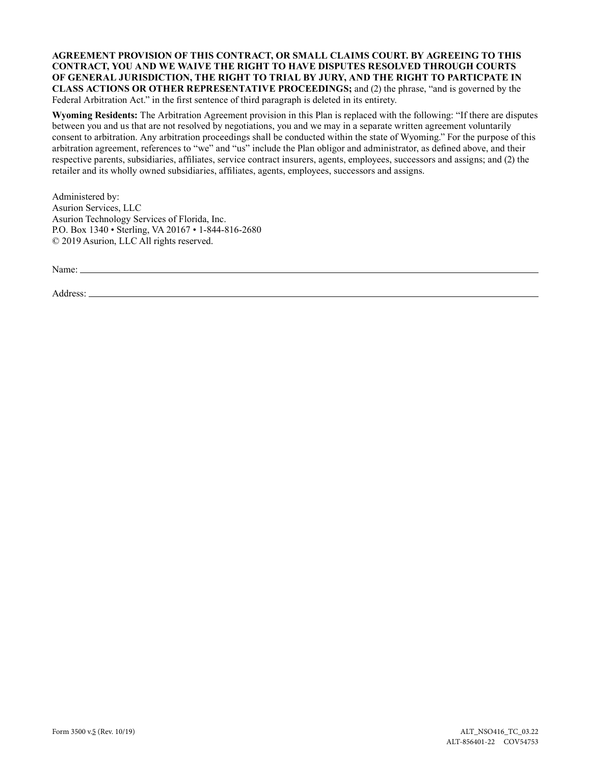**AGREEMENT PROVISION OF THIS CONTRACT, OR SMALL CLAIMS COURT. BY AGREEING TO THIS CONTRACT, YOU AND WE WAIVE THE RIGHT TO HAVE DISPUTES RESOLVED THROUGH COURTS OF GENERAL JURISDICTION, THE RIGHT TO TRIAL BY JURY, AND THE RIGHT TO PARTICPATE IN CLASS ACTIONS OR OTHER REPRESENTATIVE PROCEEDINGS;** and (2) the phrase, "and is governed by the Federal Arbitration Act." in the first sentence of third paragraph is deleted in its entirety.

**Wyoming Residents:** The Arbitration Agreement provision in this Plan is replaced with the following: "If there are disputes between you and us that are not resolved by negotiations, you and we may in a separate written agreement voluntarily consent to arbitration. Any arbitration proceedings shall be conducted within the state of Wyoming." For the purpose of this arbitration agreement, references to "we" and "us" include the Plan obligor and administrator, as defined above, and their respective parents, subsidiaries, affiliates, service contract insurers, agents, employees, successors and assigns; and (2) the retailer and its wholly owned subsidiaries, affiliates, agents, employees, successors and assigns.

Administered by:
Asurion Services, LLC
Asurion Technology Services of Florida, Inc.
P.O. Box 1340 • Sterling, VA 20167 • 1-844-816-2680
© 2019 Asurion, LLC All rights reserved.

Name: ______________________________

Address: ______________________________

Form 3500 v.5 (Rev. 10/19)

ALT_NSO416_TC_03.22
ALT-856401-22 COV54753